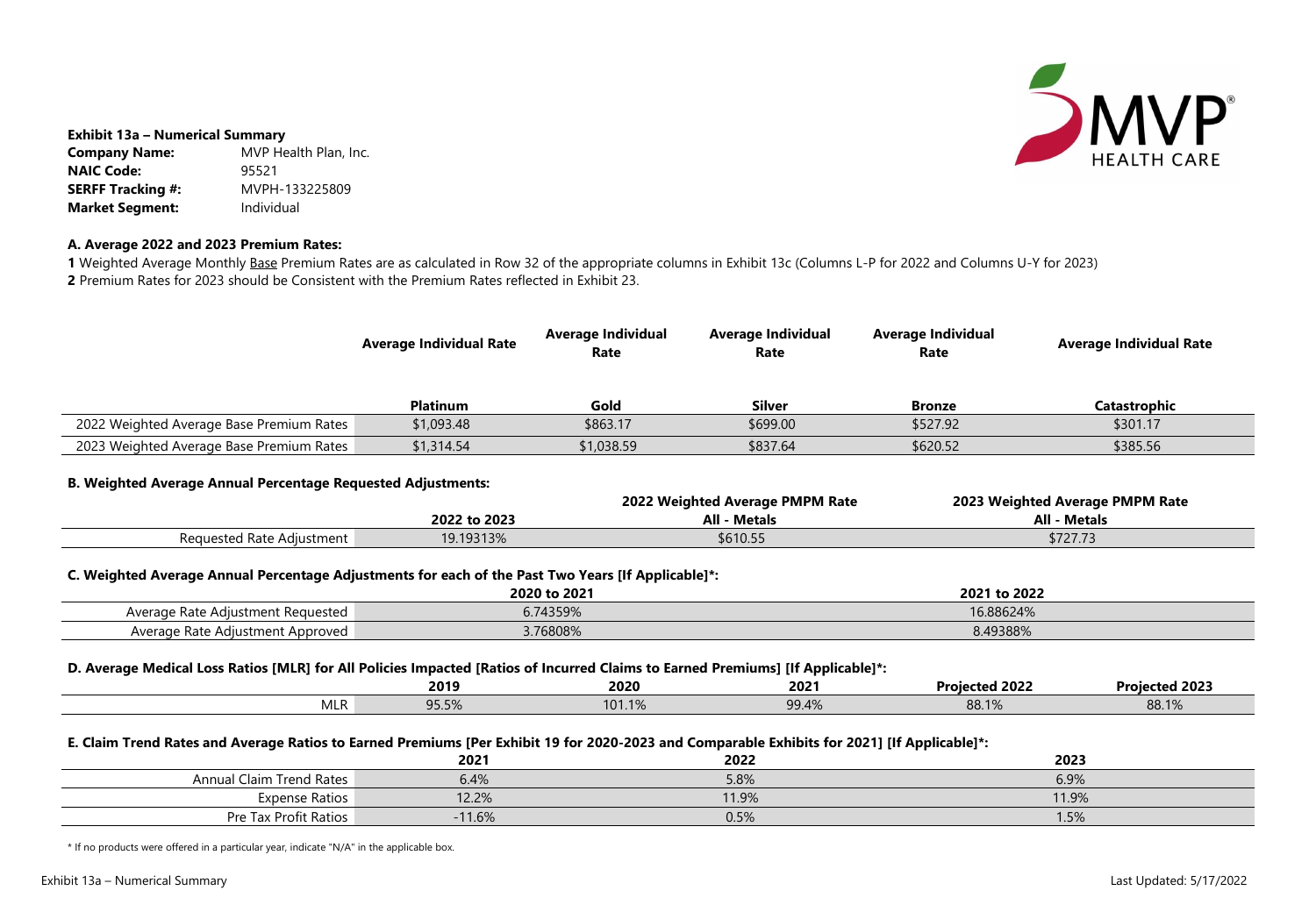**Exhibit 13a – Numerical Summary**

| | |
|---|---|
| **Company Name:** | MVP Health Plan, Inc. |
| **NAIC Code:** | 95521 |
| **SERFF Tracking #:** | MVPH-133225809 |
| **Market Segment:** | Individual |

**A. Average 2022 and 2023 Premium Rates:**

**1** Weighted Average Monthly Base Premium Rates are as calculated in Row 32 of the appropriate columns in Exhibit 13c (Columns L-P for 2022 and Columns U-Y for 2023)
**2** Premium Rates for 2023 should be Consistent with the Premium Rates reflected in Exhibit 23.

| | Average Individual Rate | Average Individual Rate | Average Individual Rate | Average Individual Rate | Average Individual Rate |
|---|---|---|---|---|---|
| | **Platinum** | **Gold** | **Silver** | **Bronze** | **Catastrophic** |
| 2022 Weighted Average Base Premium Rates | $1,093.48 | $863.17 | $699.00 | $527.92 | $301.17 |
| 2023 Weighted Average Base Premium Rates | $1,314.54 | $1,038.59 | $837.64 | $620.52 | $385.56 |

**B. Weighted Average Annual Percentage Requested Adjustments:**

| | 2022 to 2023 | 2022 Weighted Average PMPM Rate<br>All - Metals | 2023 Weighted Average PMPM Rate<br>All - Metals |
|---|---|---|---|
| Requested Rate Adjustment | 19.19313% | $610.55 | $727.73 |

**C. Weighted Average Annual Percentage Adjustments for each of the Past Two Years [If Applicable]*:**

| | 2020 to 2021 | 2021 to 2022 |
|---|---|---|
| Average Rate Adjustment Requested | 6.74359% | 16.88624% |
| Average Rate Adjustment Approved | 3.76808% | 8.49388% |

**D. Average Medical Loss Ratios [MLR] for All Policies Impacted [Ratios of Incurred Claims to Earned Premiums] [If Applicable]*:**

| | 2019 | 2020 | 2021 | Projected 2022 | Projected 2023 |
|---|---|---|---|---|---|
| MLR | 95.5% | 101.1% | 99.4% | 88.1% | 88.1% |

**E. Claim Trend Rates and Average Ratios to Earned Premiums [Per Exhibit 19 for 2020-2023 and Comparable Exhibits for 2021] [If Applicable]*:**

| | 2021 | 2022 | 2023 |
|---|---|---|---|
| Annual Claim Trend Rates | 6.4% | 5.8% | 6.9% |
| Expense Ratios | 12.2% | 11.9% | 11.9% |
| Pre Tax Profit Ratios | -11.6% | 0.5% | 1.5% |

* If no products were offered in a particular year, indicate "N/A" in the applicable box.

Last Updated: 5/17/2022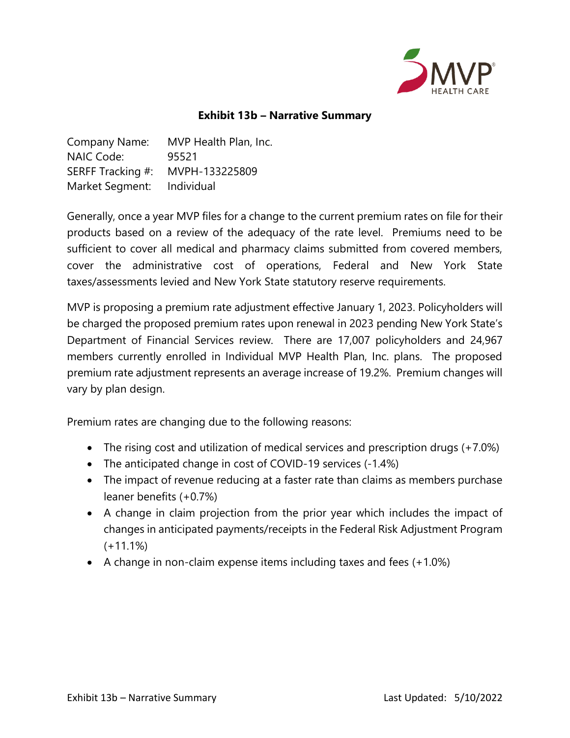## Exhibit 13b – Narrative Summary

Company Name: MVP Health Plan, Inc.
NAIC Code: 95521
SERFF Tracking #: MVPH-133225809
Market Segment: Individual

Generally, once a year MVP files for a change to the current premium rates on file for their products based on a review of the adequacy of the rate level. Premiums need to be sufficient to cover all medical and pharmacy claims submitted from covered members, cover the administrative cost of operations, Federal and New York State taxes/assessments levied and New York State statutory reserve requirements.

MVP is proposing a premium rate adjustment effective January 1, 2023. Policyholders will be charged the proposed premium rates upon renewal in 2023 pending New York State's Department of Financial Services review. There are 17,007 policyholders and 24,967 members currently enrolled in Individual MVP Health Plan, Inc. plans. The proposed premium rate adjustment represents an average increase of 19.2%. Premium changes will vary by plan design.

Premium rates are changing due to the following reasons:

- The rising cost and utilization of medical services and prescription drugs (+7.0%)
- The anticipated change in cost of COVID-19 services (-1.4%)
- The impact of revenue reducing at a faster rate than claims as members purchase leaner benefits (+0.7%)
- A change in claim projection from the prior year which includes the impact of changes in anticipated payments/receipts in the Federal Risk Adjustment Program (+11.1%)
- A change in non-claim expense items including taxes and fees (+1.0%)